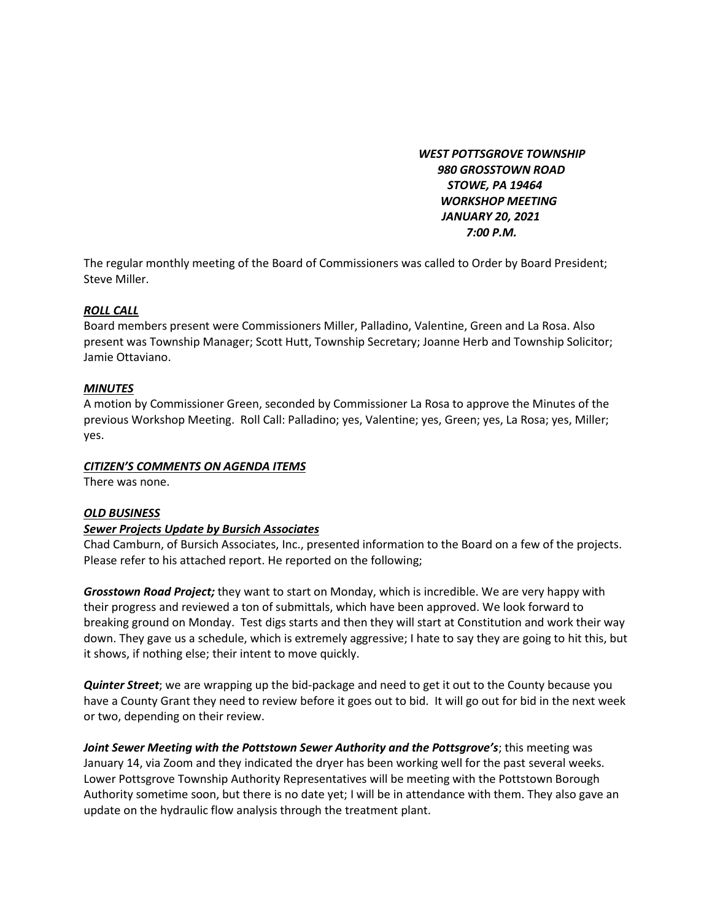***WEST POTTSGROVE TOWNSHIP***
***980 GROSSTOWN ROAD***
***STOWE, PA 19464***
***WORKSHOP MEETING***
***JANUARY 20, 2021***
***7:00 P.M.***

The regular monthly meeting of the Board of Commissioners was called to Order by Board President; Steve Miller.

***ROLL CALL***

Board members present were Commissioners Miller, Palladino, Valentine, Green and La Rosa. Also present was Township Manager; Scott Hutt, Township Secretary; Joanne Herb and Township Solicitor; Jamie Ottaviano.

***MINUTES***

A motion by Commissioner Green, seconded by Commissioner La Rosa to approve the Minutes of the previous Workshop Meeting. Roll Call: Palladino; yes, Valentine; yes, Green; yes, La Rosa; yes, Miller; yes.

***CITIZEN'S COMMENTS ON AGENDA ITEMS***

There was none.

***OLD BUSINESS***

***Sewer Projects Update by Bursich Associates***

Chad Camburn, of Bursich Associates, Inc., presented information to the Board on a few of the projects. Please refer to his attached report. He reported on the following;

***Grosstown Road Project;*** they want to start on Monday, which is incredible. We are very happy with their progress and reviewed a ton of submittals, which have been approved. We look forward to breaking ground on Monday. Test digs starts and then they will start at Constitution and work their way down. They gave us a schedule, which is extremely aggressive; I hate to say they are going to hit this, but it shows, if nothing else; their intent to move quickly.

***Quinter Street***; we are wrapping up the bid-package and need to get it out to the County because you have a County Grant they need to review before it goes out to bid. It will go out for bid in the next week or two, depending on their review.

***Joint Sewer Meeting with the Pottstown Sewer Authority and the Pottsgrove's***; this meeting was January 14, via Zoom and they indicated the dryer has been working well for the past several weeks. Lower Pottsgrove Township Authority Representatives will be meeting with the Pottstown Borough Authority sometime soon, but there is no date yet; I will be in attendance with them. They also gave an update on the hydraulic flow analysis through the treatment plant.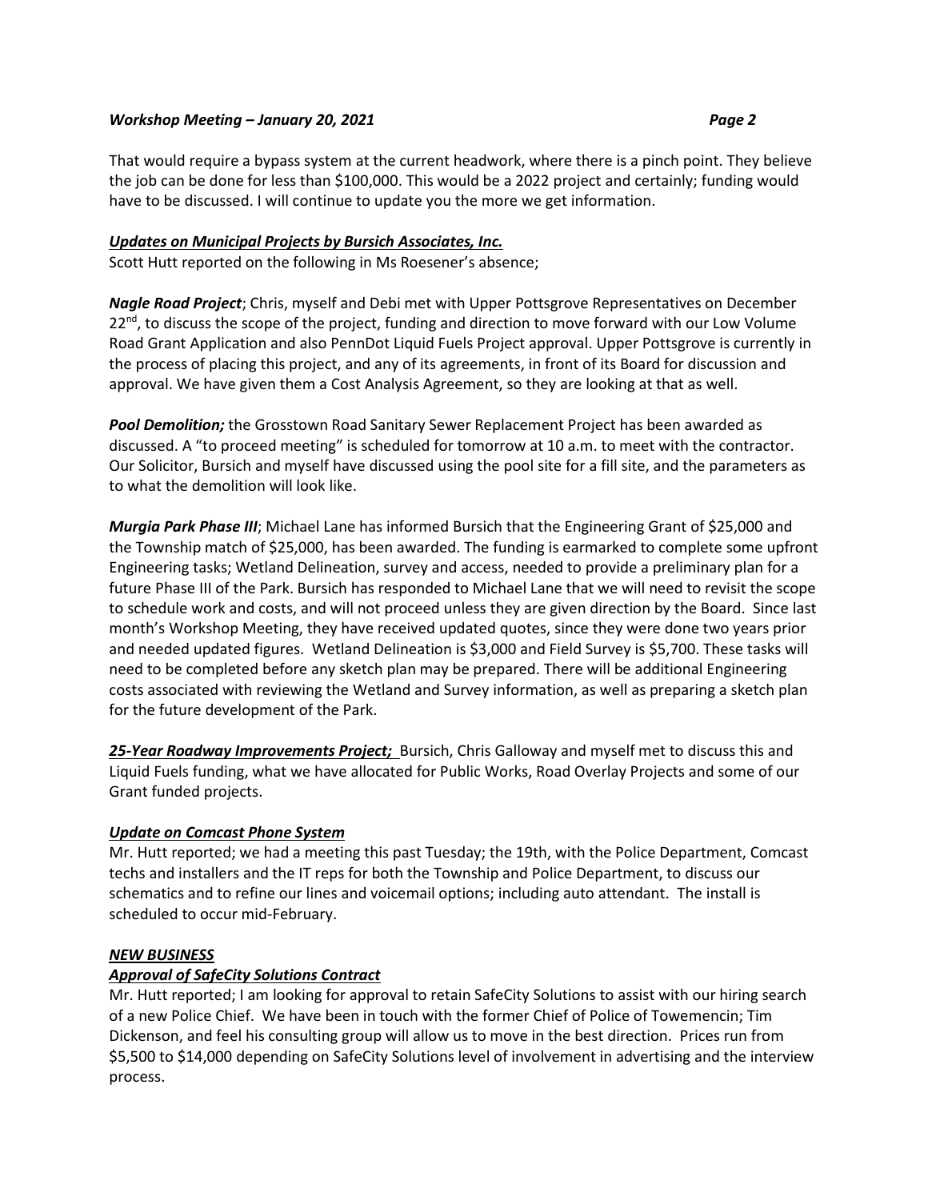That would require a bypass system at the current headwork, where there is a pinch point. They believe the job can be done for less than $100,000. This would be a 2022 project and certainly; funding would have to be discussed. I will continue to update you the more we get information.

***Updates on Municipal Projects by Bursich Associates, Inc.***

Scott Hutt reported on the following in Ms Roesener's absence;

***Nagle Road Project***; Chris, myself and Debi met with Upper Pottsgrove Representatives on December 22nd, to discuss the scope of the project, funding and direction to move forward with our Low Volume Road Grant Application and also PennDot Liquid Fuels Project approval. Upper Pottsgrove is currently in the process of placing this project, and any of its agreements, in front of its Board for discussion and approval. We have given them a Cost Analysis Agreement, so they are looking at that as well.

***Pool Demolition;*** the Grosstown Road Sanitary Sewer Replacement Project has been awarded as discussed. A "to proceed meeting" is scheduled for tomorrow at 10 a.m. to meet with the contractor. Our Solicitor, Bursich and myself have discussed using the pool site for a fill site, and the parameters as to what the demolition will look like.

***Murgia Park Phase III***; Michael Lane has informed Bursich that the Engineering Grant of $25,000 and the Township match of $25,000, has been awarded. The funding is earmarked to complete some upfront Engineering tasks; Wetland Delineation, survey and access, needed to provide a preliminary plan for a future Phase III of the Park. Bursich has responded to Michael Lane that we will need to revisit the scope to schedule work and costs, and will not proceed unless they are given direction by the Board. Since last month's Workshop Meeting, they have received updated quotes, since they were done two years prior and needed updated figures. Wetland Delineation is $3,000 and Field Survey is $5,700. These tasks will need to be completed before any sketch plan may be prepared. There will be additional Engineering costs associated with reviewing the Wetland and Survey information, as well as preparing a sketch plan for the future development of the Park.

***25-Year Roadway Improvements Project;*** Bursich, Chris Galloway and myself met to discuss this and Liquid Fuels funding, what we have allocated for Public Works, Road Overlay Projects and some of our Grant funded projects.

***Update on Comcast Phone System***

Mr. Hutt reported; we had a meeting this past Tuesday; the 19th, with the Police Department, Comcast techs and installers and the IT reps for both the Township and Police Department, to discuss our schematics and to refine our lines and voicemail options; including auto attendant. The install is scheduled to occur mid-February.

***NEW BUSINESS***

***Approval of SafeCity Solutions Contract***

Mr. Hutt reported; I am looking for approval to retain SafeCity Solutions to assist with our hiring search of a new Police Chief. We have been in touch with the former Chief of Police of Towemencin; Tim Dickenson, and feel his consulting group will allow us to move in the best direction. Prices run from $5,500 to $14,000 depending on SafeCity Solutions level of involvement in advertising and the interview process.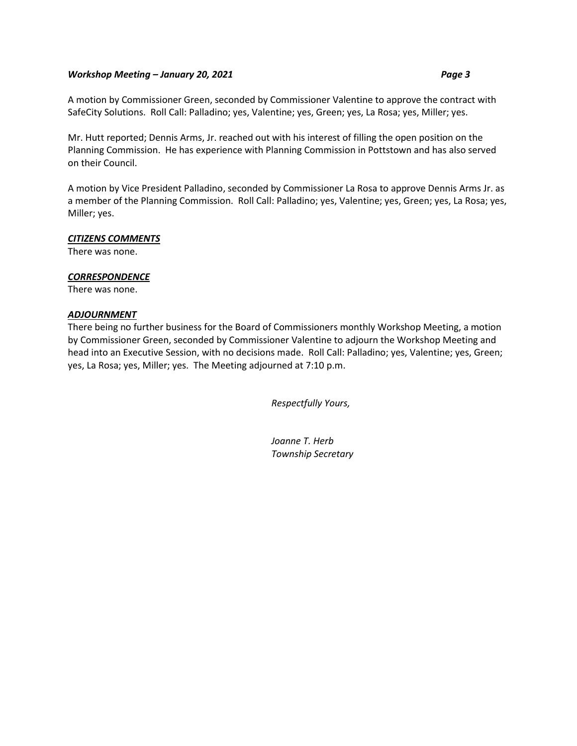A motion by Commissioner Green, seconded by Commissioner Valentine to approve the contract with SafeCity Solutions. Roll Call: Palladino; yes, Valentine; yes, Green; yes, La Rosa; yes, Miller; yes.

Mr. Hutt reported; Dennis Arms, Jr. reached out with his interest of filling the open position on the Planning Commission. He has experience with Planning Commission in Pottstown and has also served on their Council.

A motion by Vice President Palladino, seconded by Commissioner La Rosa to approve Dennis Arms Jr. as a member of the Planning Commission. Roll Call: Palladino; yes, Valentine; yes, Green; yes, La Rosa; yes, Miller; yes.

***CITIZENS COMMENTS***

There was none.

***CORRESPONDENCE***

There was none.

***ADJOURNMENT***

There being no further business for the Board of Commissioners monthly Workshop Meeting, a motion by Commissioner Green, seconded by Commissioner Valentine to adjourn the Workshop Meeting and head into an Executive Session, with no decisions made. Roll Call: Palladino; yes, Valentine; yes, Green; yes, La Rosa; yes, Miller; yes. The Meeting adjourned at 7:10 p.m.

*Respectfully Yours,*

*Joanne T. Herb*
*Township Secretary*